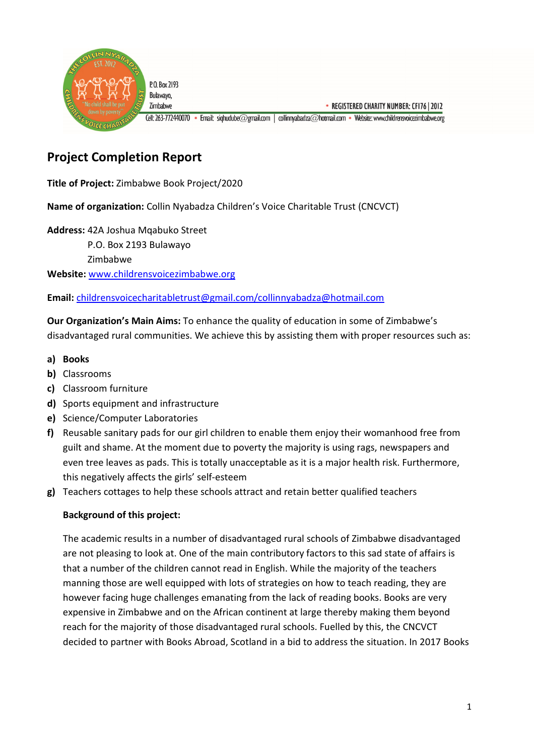P.O. Box 2193
Bulawayo,
Zimbabwe

• REGISTERED CHARITY NUMBER: CF176 | 2012

Cell: 263-772440070 • Email: sighudube@gmail.com | collinnyabadza@hotmail.com • Website: www.childrensvoicezimbabwe.org

## Project Completion Report

**Title of Project:** Zimbabwe Book Project/2020

**Name of organization:** Collin Nyabadza Children's Voice Charitable Trust (CNCVCT)

**Address:** 42A Joshua Mqabuko Street
P.O. Box 2193 Bulawayo
Zimbabwe

**Website:** www.childrensvoicezimbabwe.org

**Email:** childrensvoicecharitabletrust@gmail.com/collinnyabadza@hotmail.com

**Our Organization's Main Aims:** To enhance the quality of education in some of Zimbabwe's disadvantaged rural communities. We achieve this by assisting them with proper resources such as:

- **a)** **Books**
- **b)** Classrooms
- **c)** Classroom furniture
- **d)** Sports equipment and infrastructure
- **e)** Science/Computer Laboratories
- **f)** Reusable sanitary pads for our girl children to enable them enjoy their womanhood free from guilt and shame. At the moment due to poverty the majority is using rags, newspapers and even tree leaves as pads. This is totally unacceptable as it is a major health risk. Furthermore, this negatively affects the girls' self-esteem
- **g)** Teachers cottages to help these schools attract and retain better qualified teachers

**Background of this project:**

The academic results in a number of disadvantaged rural schools of Zimbabwe disadvantaged are not pleasing to look at. One of the main contributory factors to this sad state of affairs is that a number of the children cannot read in English. While the majority of the teachers manning those are well equipped with lots of strategies on how to teach reading, they are however facing huge challenges emanating from the lack of reading books. Books are very expensive in Zimbabwe and on the African continent at large thereby making them beyond reach for the majority of those disadvantaged rural schools. Fuelled by this, the CNCVCT decided to partner with Books Abroad, Scotland in a bid to address the situation. In 2017 Books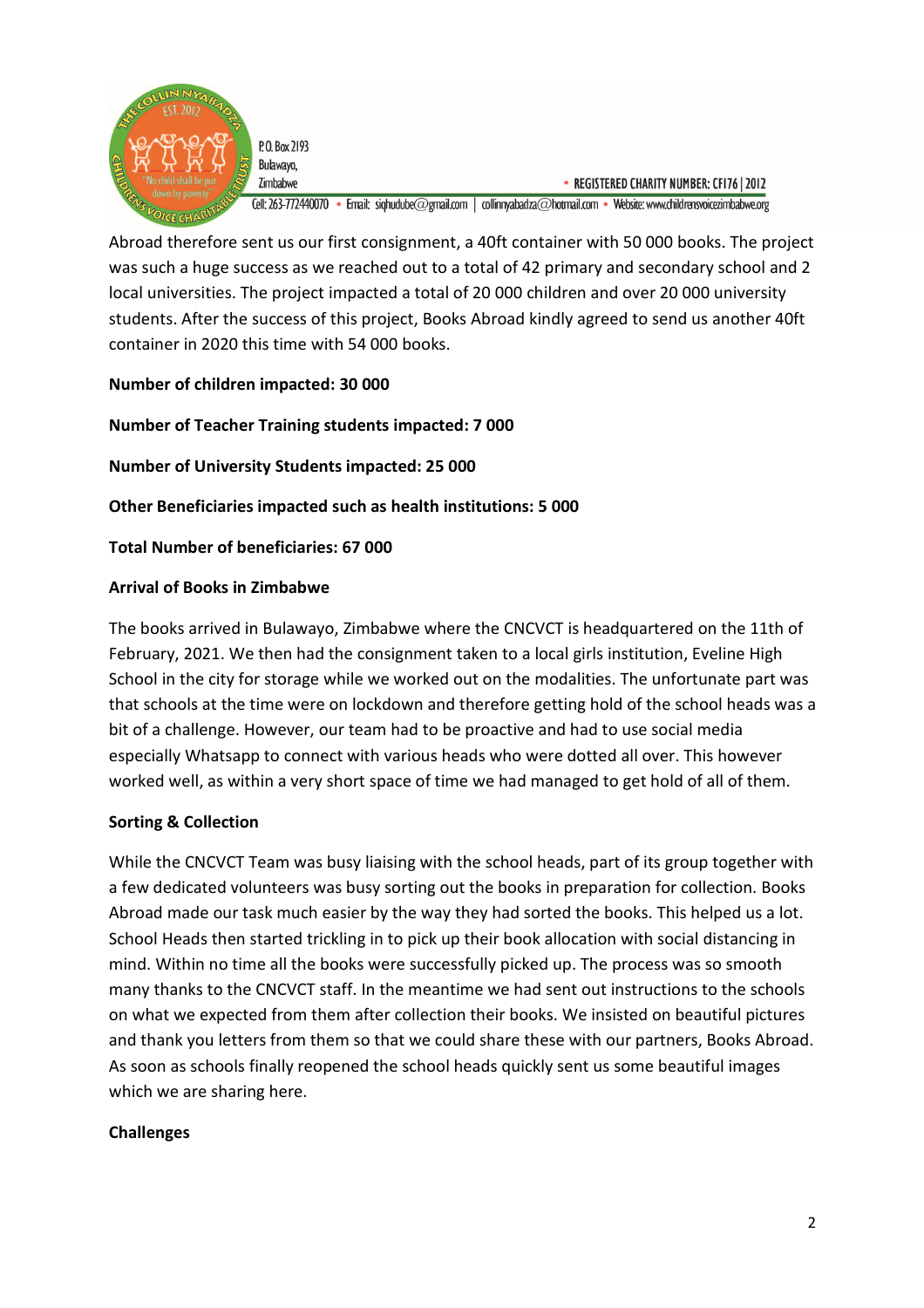Abroad therefore sent us our first consignment, a 40ft container with 50 000 books. The project was such a huge success as we reached out to a total of 42 primary and secondary school and 2 local universities. The project impacted a total of 20 000 children and over 20 000 university students. After the success of this project, Books Abroad kindly agreed to send us another 40ft container in 2020 this time with 54 000 books.

**Number of children impacted: 30 000**

**Number of Teacher Training students impacted: 7 000**

**Number of University Students impacted: 25 000**

**Other Beneficiaries impacted such as health institutions: 5 000**

**Total Number of beneficiaries: 67 000**

**Arrival of Books in Zimbabwe**

The books arrived in Bulawayo, Zimbabwe where the CNCVCT is headquartered on the 11th of February, 2021. We then had the consignment taken to a local girls institution, Eveline High School in the city for storage while we worked out on the modalities. The unfortunate part was that schools at the time were on lockdown and therefore getting hold of the school heads was a bit of a challenge. However, our team had to be proactive and had to use social media especially Whatsapp to connect with various heads who were dotted all over. This however worked well, as within a very short space of time we had managed to get hold of all of them.

**Sorting & Collection**

While the CNCVCT Team was busy liaising with the school heads, part of its group together with a few dedicated volunteers was busy sorting out the books in preparation for collection. Books Abroad made our task much easier by the way they had sorted the books. This helped us a lot. School Heads then started trickling in to pick up their book allocation with social distancing in mind. Within no time all the books were successfully picked up. The process was so smooth many thanks to the CNCVCT staff. In the meantime we had sent out instructions to the schools on what we expected from them after collection their books. We insisted on beautiful pictures and thank you letters from them so that we could share these with our partners, Books Abroad. As soon as schools finally reopened the school heads quickly sent us some beautiful images which we are sharing here.

**Challenges**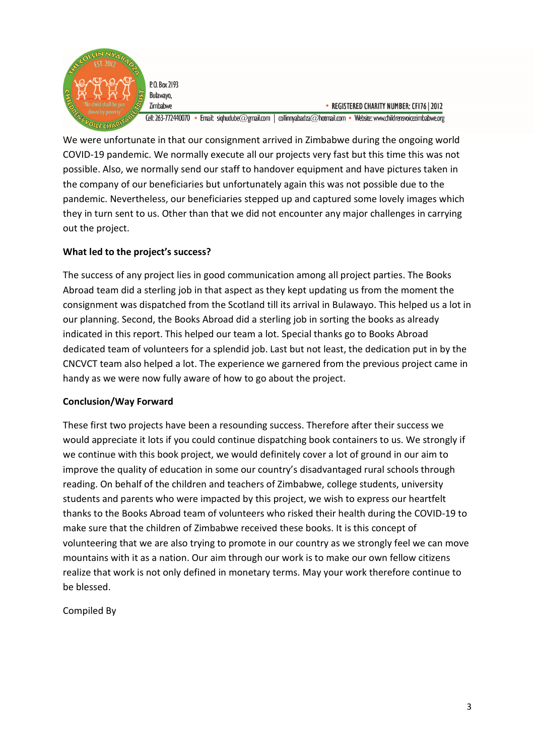We were unfortunate in that our consignment arrived in Zimbabwe during the ongoing world COVID-19 pandemic. We normally execute all our projects very fast but this time this was not possible. Also, we normally send our staff to handover equipment and have pictures taken in the company of our beneficiaries but unfortunately again this was not possible due to the pandemic. Nevertheless, our beneficiaries stepped up and captured some lovely images which they in turn sent to us. Other than that we did not encounter any major challenges in carrying out the project.

**What led to the project's success?**

The success of any project lies in good communication among all project parties. The Books Abroad team did a sterling job in that aspect as they kept updating us from the moment the consignment was dispatched from the Scotland till its arrival in Bulawayo. This helped us a lot in our planning. Second, the Books Abroad did a sterling job in sorting the books as already indicated in this report. This helped our team a lot. Special thanks go to Books Abroad dedicated team of volunteers for a splendid job. Last but not least, the dedication put in by the CNCVCT team also helped a lot. The experience we garnered from the previous project came in handy as we were now fully aware of how to go about the project.

**Conclusion/Way Forward**

These first two projects have been a resounding success. Therefore after their success we would appreciate it lots if you could continue dispatching book containers to us. We strongly if we continue with this book project, we would definitely cover a lot of ground in our aim to improve the quality of education in some our country's disadvantaged rural schools through reading. On behalf of the children and teachers of Zimbabwe, college students, university students and parents who were impacted by this project, we wish to express our heartfelt thanks to the Books Abroad team of volunteers who risked their health during the COVID-19 to make sure that the children of Zimbabwe received these books. It is this concept of volunteering that we are also trying to promote in our country as we strongly feel we can move mountains with it as a nation. Our aim through our work is to make our own fellow citizens realize that work is not only defined in monetary terms. May your work therefore continue to be blessed.

Compiled By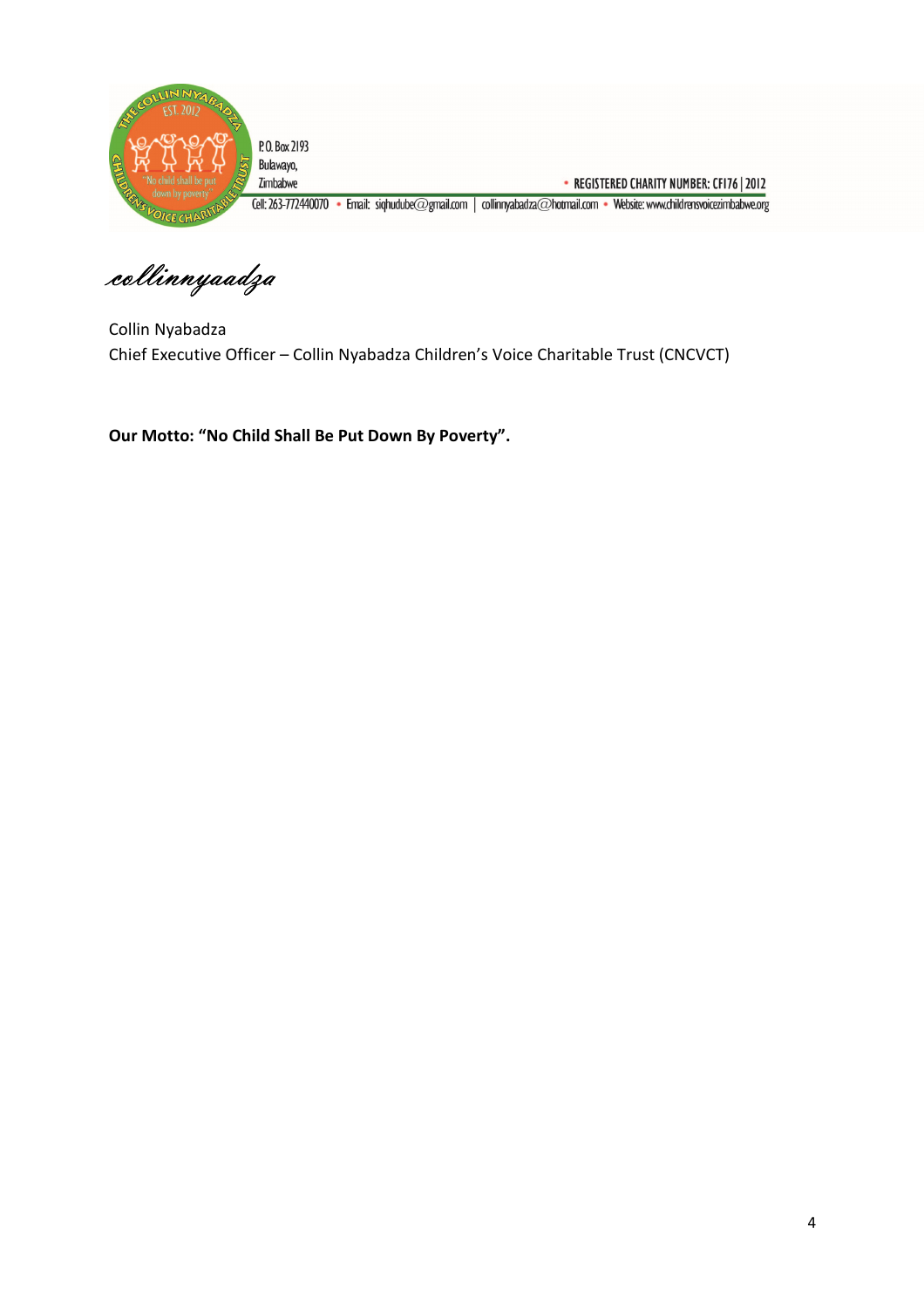P.O. Box 2193
Bulawayo,
Zimbabwe

• REGISTERED CHARITY NUMBER: CF176 | 2012

Cell: 263-772440070 • Email: siqhudube@gmail.com | collinnyabadza@hotmail.com • Website: www.childrensvoicezimbabwe.org

*collinnyaadza*

Collin Nyabadza
Chief Executive Officer – Collin Nyabadza Children's Voice Charitable Trust (CNCVCT)

**Our Motto: "No Child Shall Be Put Down By Poverty".**